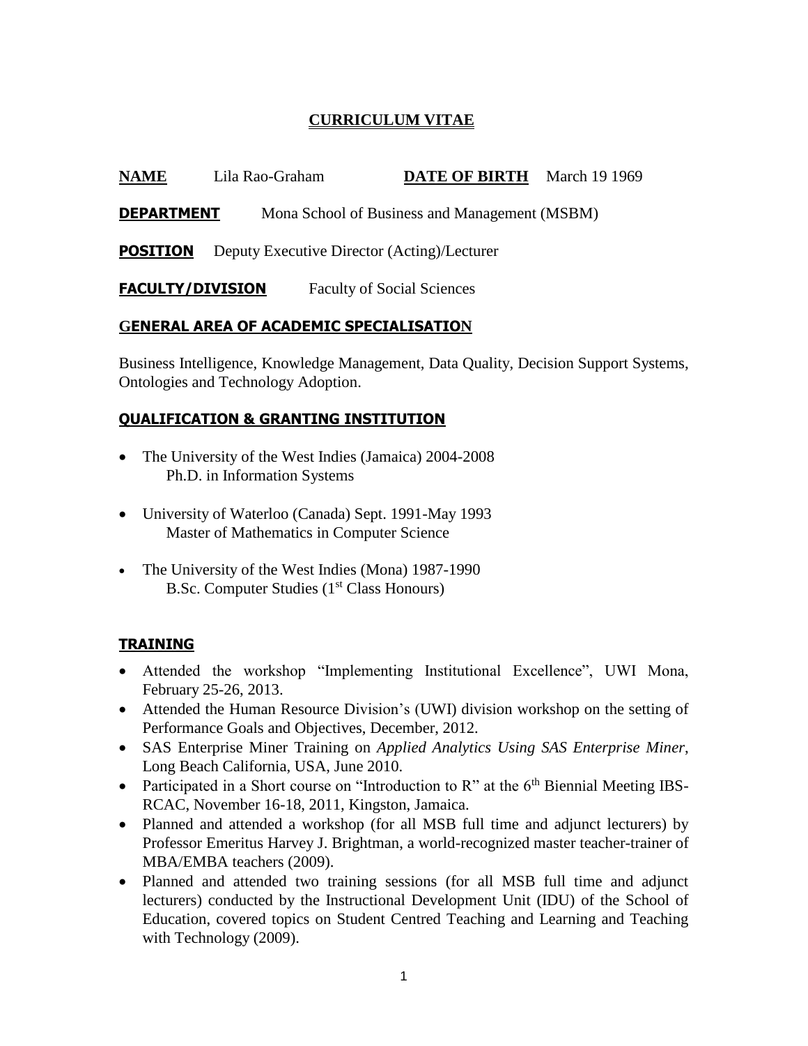# CURRICULUM VITAE

**NAME** Lila Rao-Graham **DATE OF BIRTH** March 19 1969

**DEPARTMENT** Mona School of Business and Management (MSBM)

**POSITION** Deputy Executive Director (Acting)/Lecturer

**FACULTY/DIVISION** Faculty of Social Sciences

## GENERAL AREA OF ACADEMIC SPECIALISATION

Business Intelligence, Knowledge Management, Data Quality, Decision Support Systems, Ontologies and Technology Adoption.

## QUALIFICATION & GRANTING INSTITUTION

- The University of the West Indies (Jamaica) 2004-2008
  Ph.D. in Information Systems
- University of Waterloo (Canada) Sept. 1991-May 1993
  Master of Mathematics in Computer Science
- The University of the West Indies (Mona) 1987-1990
  B.Sc. Computer Studies (1st Class Honours)

## TRAINING

- Attended the workshop "Implementing Institutional Excellence", UWI Mona, February 25-26, 2013.
- Attended the Human Resource Division's (UWI) division workshop on the setting of Performance Goals and Objectives, December, 2012.
- SAS Enterprise Miner Training on *Applied Analytics Using SAS Enterprise Miner*, Long Beach California, USA, June 2010.
- Participated in a Short course on "Introduction to R" at the 6th Biennial Meeting IBS-RCAC, November 16-18, 2011, Kingston, Jamaica.
- Planned and attended a workshop (for all MSB full time and adjunct lecturers) by Professor Emeritus Harvey J. Brightman, a world-recognized master teacher-trainer of MBA/EMBA teachers (2009).
- Planned and attended two training sessions (for all MSB full time and adjunct lecturers) conducted by the Instructional Development Unit (IDU) of the School of Education, covered topics on Student Centred Teaching and Learning and Teaching with Technology (2009).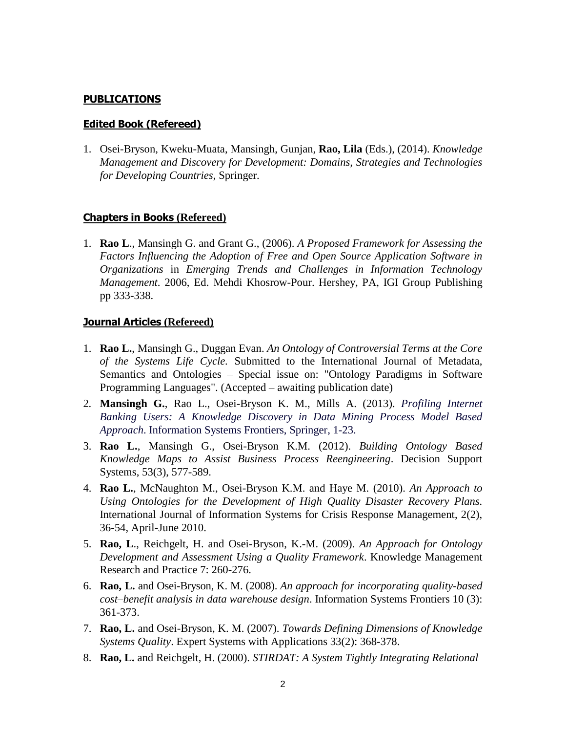## PUBLICATIONS

### Edited Book (Refereed)

1. Osei-Bryson, Kweku-Muata, Mansingh, Gunjan, **Rao, Lila** (Eds.), (2014). *Knowledge Management and Discovery for Development: Domains, Strategies and Technologies for Developing Countries*, Springer.

### Chapters in Books (Refereed)

1. **Rao L**., Mansingh G. and Grant G., (2006). *A Proposed Framework for Assessing the Factors Influencing the Adoption of Free and Open Source Application Software in Organizations* in *Emerging Trends and Challenges in Information Technology Management*. 2006, Ed. Mehdi Khosrow-Pour. Hershey, PA, IGI Group Publishing pp 333-338.

### Journal Articles (Refereed)

1. **Rao L.**, Mansingh G., Duggan Evan. *An Ontology of Controversial Terms at the Core of the Systems Life Cycle.* Submitted to the International Journal of Metadata, Semantics and Ontologies – Special issue on: "Ontology Paradigms in Software Programming Languages". (Accepted – awaiting publication date)
2. **Mansingh G.**, Rao L., Osei-Bryson K. M., Mills A. (2013). *Profiling Internet Banking Users: A Knowledge Discovery in Data Mining Process Model Based Approach*. Information Systems Frontiers, Springer, 1-23.
3. **Rao L.**, Mansingh G., Osei-Bryson K.M. (2012). *Building Ontology Based Knowledge Maps to Assist Business Process Reengineering*. Decision Support Systems, 53(3), 577-589.
4. **Rao L.**, McNaughton M., Osei-Bryson K.M. and Haye M. (2010). *An Approach to Using Ontologies for the Development of High Quality Disaster Recovery Plans.* International Journal of Information Systems for Crisis Response Management, 2(2), 36-54, April-June 2010.
5. **Rao, L**., Reichgelt, H. and Osei-Bryson, K.-M. (2009). *An Approach for Ontology Development and Assessment Using a Quality Framework*. Knowledge Management Research and Practice 7: 260-276.
6. **Rao, L.** and Osei-Bryson, K. M. (2008). *An approach for incorporating quality-based cost–benefit analysis in data warehouse design*. Information Systems Frontiers 10 (3): 361-373.
7. **Rao, L.** and Osei-Bryson, K. M. (2007). *Towards Defining Dimensions of Knowledge Systems Quality*. Expert Systems with Applications 33(2): 368-378.
8. **Rao, L.** and Reichgelt, H. (2000). *STIRDAT: A System Tightly Integrating Relational*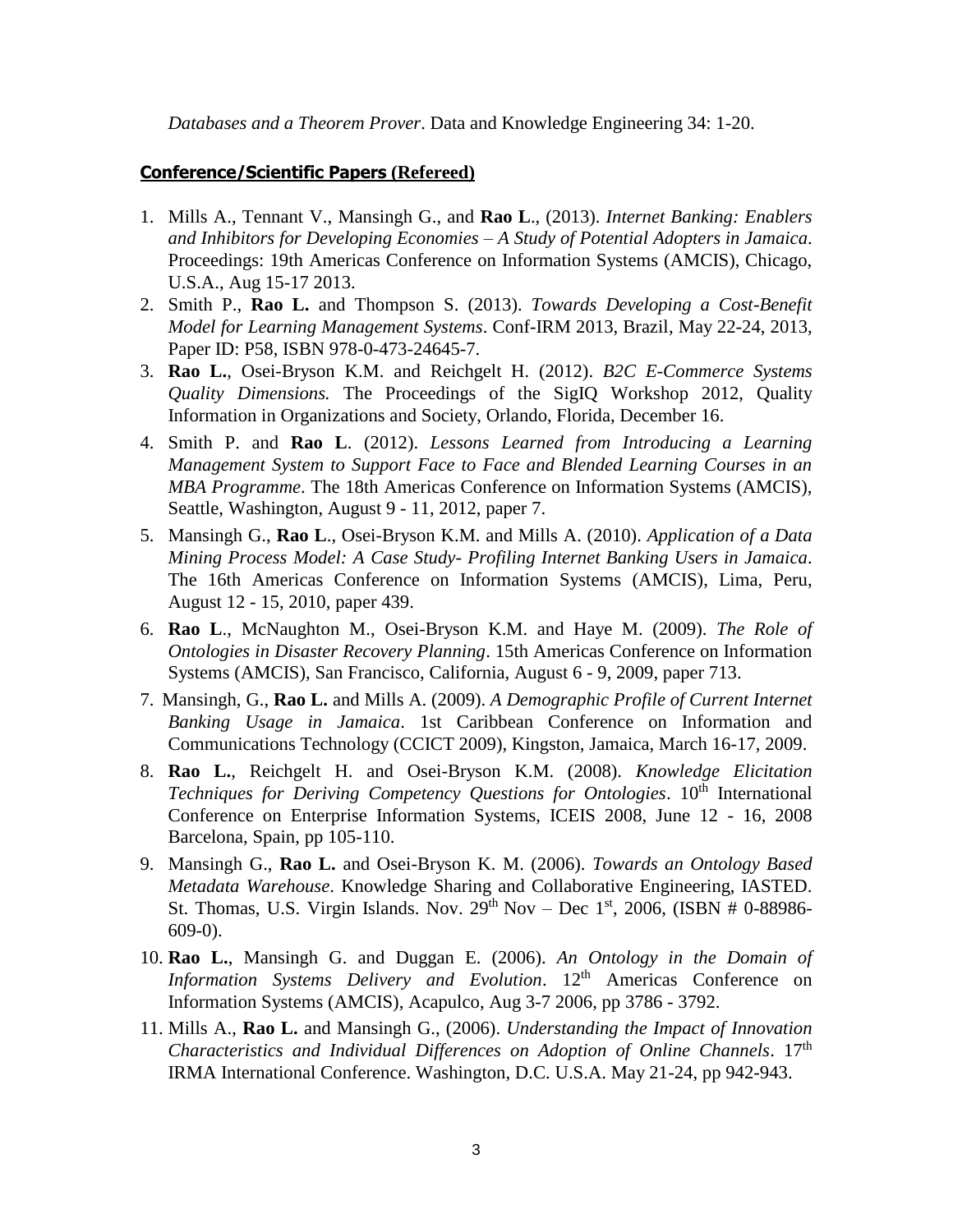*Databases and a Theorem Prover*. Data and Knowledge Engineering 34: 1-20.

### Conference/Scientific Papers (Refereed)

1. Mills A., Tennant V., Mansingh G., and **Rao L**., (2013). *Internet Banking: Enablers and Inhibitors for Developing Economies – A Study of Potential Adopters in Jamaica*. Proceedings: 19th Americas Conference on Information Systems (AMCIS), Chicago, U.S.A., Aug 15-17 2013.
2. Smith P., **Rao L.** and Thompson S. (2013). *Towards Developing a Cost-Benefit Model for Learning Management Systems*. Conf-IRM 2013, Brazil, May 22-24, 2013, Paper ID: P58, ISBN 978-0-473-24645-7.
3. **Rao L.**, Osei-Bryson K.M. and Reichgelt H. (2012). *B2C E-Commerce Systems Quality Dimensions.* The Proceedings of the SigIQ Workshop 2012, Quality Information in Organizations and Society, Orlando, Florida, December 16.
4. Smith P. and **Rao L**. (2012). *Lessons Learned from Introducing a Learning Management System to Support Face to Face and Blended Learning Courses in an MBA Programme*. The 18th Americas Conference on Information Systems (AMCIS), Seattle, Washington, August 9 - 11, 2012, paper 7.
5. Mansingh G., **Rao L**., Osei-Bryson K.M. and Mills A. (2010). *Application of a Data Mining Process Model: A Case Study- Profiling Internet Banking Users in Jamaica*. The 16th Americas Conference on Information Systems (AMCIS), Lima, Peru, August 12 - 15, 2010, paper 439.
6. **Rao L**., McNaughton M., Osei-Bryson K.M. and Haye M. (2009). *The Role of Ontologies in Disaster Recovery Planning*. 15th Americas Conference on Information Systems (AMCIS), San Francisco, California, August 6 - 9, 2009, paper 713.
7. Mansingh, G., **Rao L.** and Mills A. (2009). *A Demographic Profile of Current Internet Banking Usage in Jamaica*. 1st Caribbean Conference on Information and Communications Technology (CCICT 2009), Kingston, Jamaica, March 16-17, 2009.
8. **Rao L.**, Reichgelt H. and Osei-Bryson K.M. (2008). *Knowledge Elicitation Techniques for Deriving Competency Questions for Ontologies*. 10th International Conference on Enterprise Information Systems, ICEIS 2008, June 12 - 16, 2008 Barcelona, Spain, pp 105-110.
9. Mansingh G., **Rao L.** and Osei-Bryson K. M. (2006). *Towards an Ontology Based Metadata Warehouse*. Knowledge Sharing and Collaborative Engineering, IASTED. St. Thomas, U.S. Virgin Islands. Nov. 29th Nov – Dec 1st, 2006, (ISBN # 0-88986-609-0).
10. **Rao L.**, Mansingh G. and Duggan E. (2006). *An Ontology in the Domain of Information Systems Delivery and Evolution*. 12th Americas Conference on Information Systems (AMCIS), Acapulco, Aug 3-7 2006, pp 3786 - 3792.
11. Mills A., **Rao L.** and Mansingh G., (2006). *Understanding the Impact of Innovation Characteristics and Individual Differences on Adoption of Online Channels*. 17th IRMA International Conference. Washington, D.C. U.S.A. May 21-24, pp 942-943.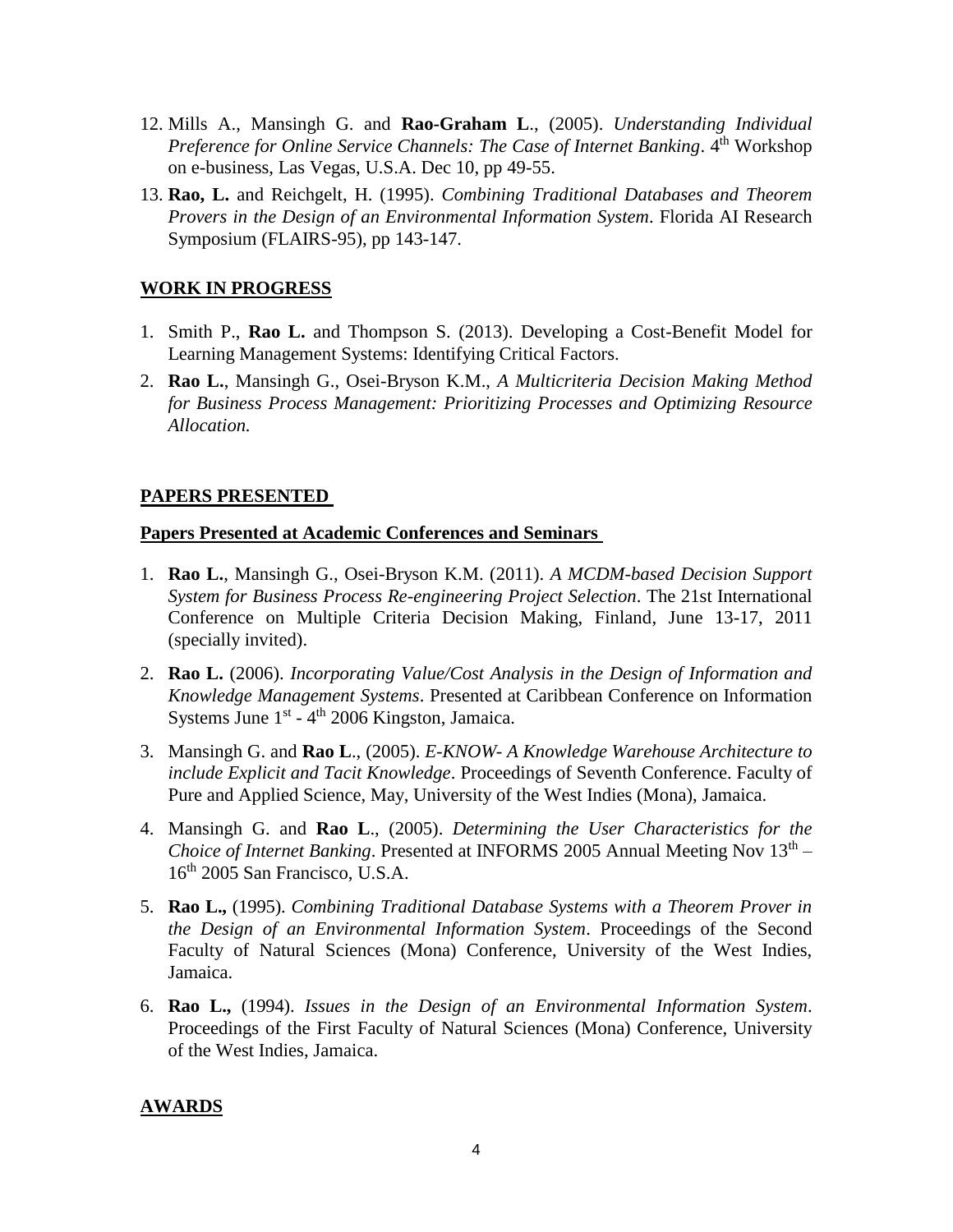12. Mills A., Mansingh G. and **Rao-Graham L**., (2005). *Understanding Individual Preference for Online Service Channels: The Case of Internet Banking*. 4th Workshop on e-business, Las Vegas, U.S.A. Dec 10, pp 49-55.
13. **Rao, L.** and Reichgelt, H. (1995). *Combining Traditional Databases and Theorem Provers in the Design of an Environmental Information System*. Florida AI Research Symposium (FLAIRS-95), pp 143-147.

## WORK IN PROGRESS

1. Smith P., **Rao L.** and Thompson S. (2013). Developing a Cost-Benefit Model for Learning Management Systems: Identifying Critical Factors.
2. **Rao L.**, Mansingh G., Osei-Bryson K.M., *A Multicriteria Decision Making Method for Business Process Management: Prioritizing Processes and Optimizing Resource Allocation.*

## PAPERS PRESENTED

### Papers Presented at Academic Conferences and Seminars

1. **Rao L.**, Mansingh G., Osei-Bryson K.M. (2011). *A MCDM-based Decision Support System for Business Process Re-engineering Project Selection*. The 21st International Conference on Multiple Criteria Decision Making, Finland, June 13-17, 2011 (specially invited).
2. **Rao L.** (2006). *Incorporating Value/Cost Analysis in the Design of Information and Knowledge Management Systems*. Presented at Caribbean Conference on Information Systems June 1st - 4th 2006 Kingston, Jamaica.
3. Mansingh G. and **Rao L**., (2005). *E-KNOW- A Knowledge Warehouse Architecture to include Explicit and Tacit Knowledge*. Proceedings of Seventh Conference. Faculty of Pure and Applied Science, May, University of the West Indies (Mona), Jamaica.
4. Mansingh G. and **Rao L**., (2005). *Determining the User Characteristics for the Choice of Internet Banking*. Presented at INFORMS 2005 Annual Meeting Nov 13th – 16th 2005 San Francisco, U.S.A.
5. **Rao L.,** (1995). *Combining Traditional Database Systems with a Theorem Prover in the Design of an Environmental Information System*. Proceedings of the Second Faculty of Natural Sciences (Mona) Conference, University of the West Indies, Jamaica.
6. **Rao L.,** (1994). *Issues in the Design of an Environmental Information System*. Proceedings of the First Faculty of Natural Sciences (Mona) Conference, University of the West Indies, Jamaica.

## AWARDS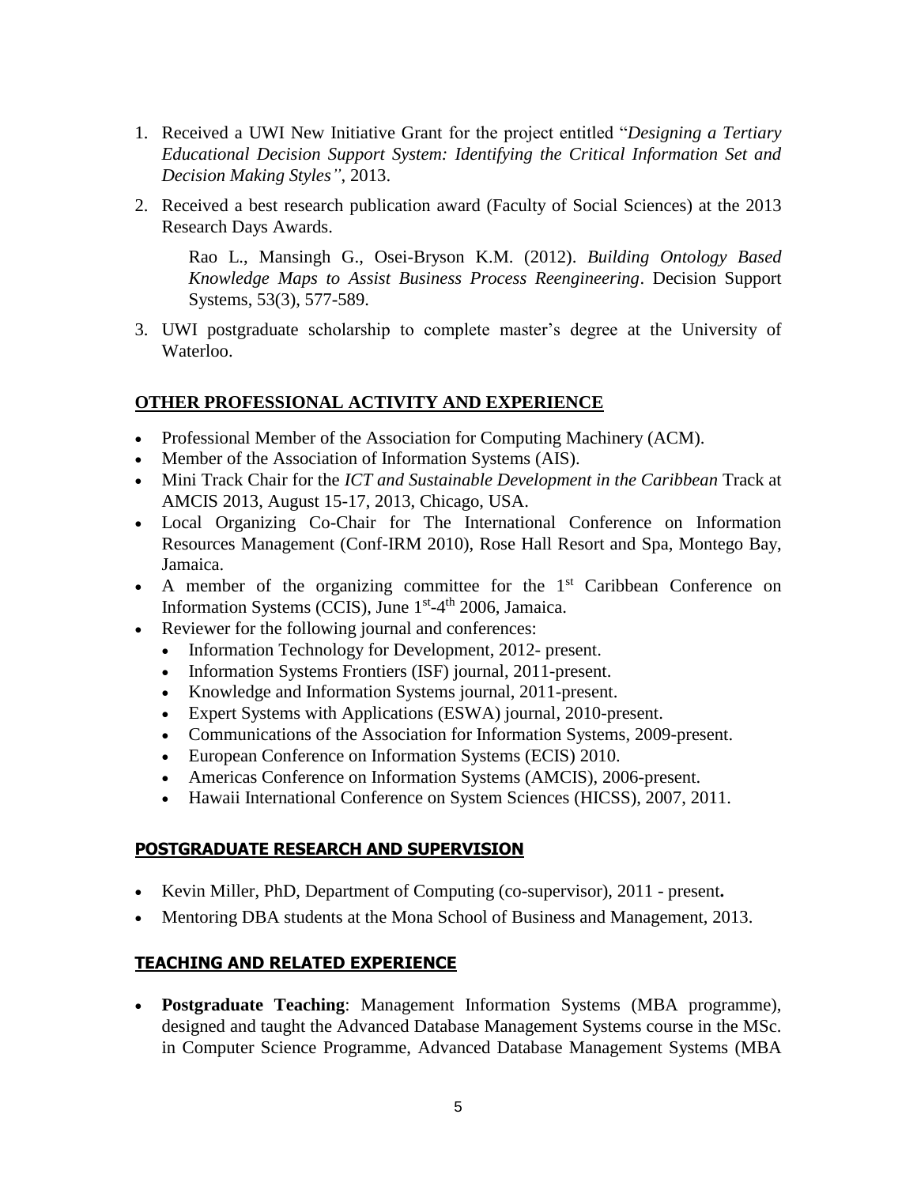1. Received a UWI New Initiative Grant for the project entitled "*Designing a Tertiary Educational Decision Support System: Identifying the Critical Information Set and Decision Making Styles"*, 2013.

2. Received a best research publication award (Faculty of Social Sciences) at the 2013 Research Days Awards.

   Rao L., Mansingh G., Osei-Bryson K.M. (2012). *Building Ontology Based Knowledge Maps to Assist Business Process Reengineering*. Decision Support Systems, 53(3), 577-589.

3. UWI postgraduate scholarship to complete master's degree at the University of Waterloo.

## OTHER PROFESSIONAL ACTIVITY AND EXPERIENCE

- Professional Member of the Association for Computing Machinery (ACM).
- Member of the Association of Information Systems (AIS).
- Mini Track Chair for the *ICT and Sustainable Development in the Caribbean* Track at AMCIS 2013, August 15-17, 2013, Chicago, USA.
- Local Organizing Co-Chair for The International Conference on Information Resources Management (Conf-IRM 2010), Rose Hall Resort and Spa, Montego Bay, Jamaica.
- A member of the organizing committee for the 1st Caribbean Conference on Information Systems (CCIS), June 1st-4th 2006, Jamaica.
- Reviewer for the following journal and conferences:
  - Information Technology for Development, 2012- present.
  - Information Systems Frontiers (ISF) journal, 2011-present.
  - Knowledge and Information Systems journal, 2011-present.
  - Expert Systems with Applications (ESWA) journal, 2010-present.
  - Communications of the Association for Information Systems, 2009-present.
  - European Conference on Information Systems (ECIS) 2010.
  - Americas Conference on Information Systems (AMCIS), 2006-present.
  - Hawaii International Conference on System Sciences (HICSS), 2007, 2011.

## POSTGRADUATE RESEARCH AND SUPERVISION

- Kevin Miller, PhD, Department of Computing (co-supervisor), 2011 - present**.**
- Mentoring DBA students at the Mona School of Business and Management, 2013.

## TEACHING AND RELATED EXPERIENCE

- **Postgraduate Teaching**: Management Information Systems (MBA programme), designed and taught the Advanced Database Management Systems course in the MSc. in Computer Science Programme, Advanced Database Management Systems (MBA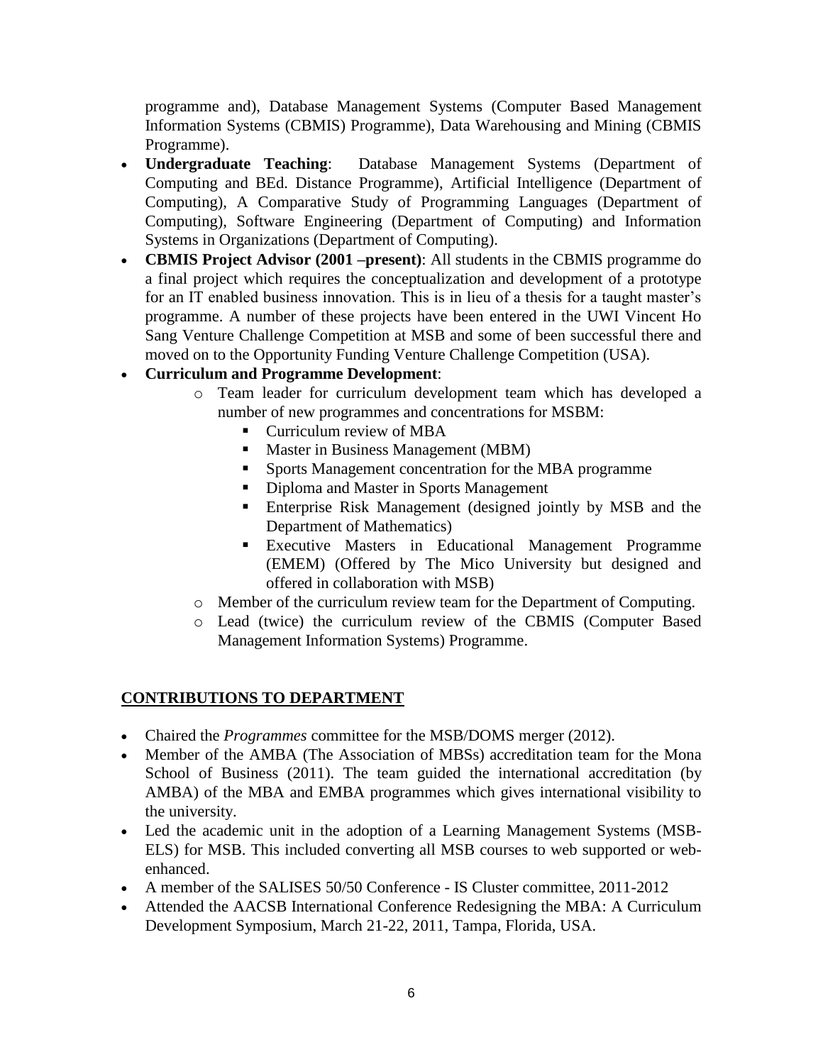programme and), Database Management Systems (Computer Based Management Information Systems (CBMIS) Programme), Data Warehousing and Mining (CBMIS Programme).

- **Undergraduate Teaching**: Database Management Systems (Department of Computing and BEd. Distance Programme), Artificial Intelligence (Department of Computing), A Comparative Study of Programming Languages (Department of Computing), Software Engineering (Department of Computing) and Information Systems in Organizations (Department of Computing).
- **CBMIS Project Advisor (2001 –present)**: All students in the CBMIS programme do a final project which requires the conceptualization and development of a prototype for an IT enabled business innovation. This is in lieu of a thesis for a taught master's programme. A number of these projects have been entered in the UWI Vincent Ho Sang Venture Challenge Competition at MSB and some of been successful there and moved on to the Opportunity Funding Venture Challenge Competition (USA).
- **Curriculum and Programme Development**:
  - Team leader for curriculum development team which has developed a number of new programmes and concentrations for MSBM:
    - Curriculum review of MBA
    - Master in Business Management (MBM)
    - Sports Management concentration for the MBA programme
    - Diploma and Master in Sports Management
    - Enterprise Risk Management (designed jointly by MSB and the Department of Mathematics)
    - Executive Masters in Educational Management Programme (EMEM) (Offered by The Mico University but designed and offered in collaboration with MSB)
  - Member of the curriculum review team for the Department of Computing.
  - Lead (twice) the curriculum review of the CBMIS (Computer Based Management Information Systems) Programme.

## CONTRIBUTIONS TO DEPARTMENT

- Chaired the *Programmes* committee for the MSB/DOMS merger (2012).
- Member of the AMBA (The Association of MBSs) accreditation team for the Mona School of Business (2011). The team guided the international accreditation (by AMBA) of the MBA and EMBA programmes which gives international visibility to the university.
- Led the academic unit in the adoption of a Learning Management Systems (MSB-ELS) for MSB. This included converting all MSB courses to web supported or web-enhanced.
- A member of the SALISES 50/50 Conference - IS Cluster committee, 2011-2012
- Attended the AACSB International Conference Redesigning the MBA: A Curriculum Development Symposium, March 21-22, 2011, Tampa, Florida, USA.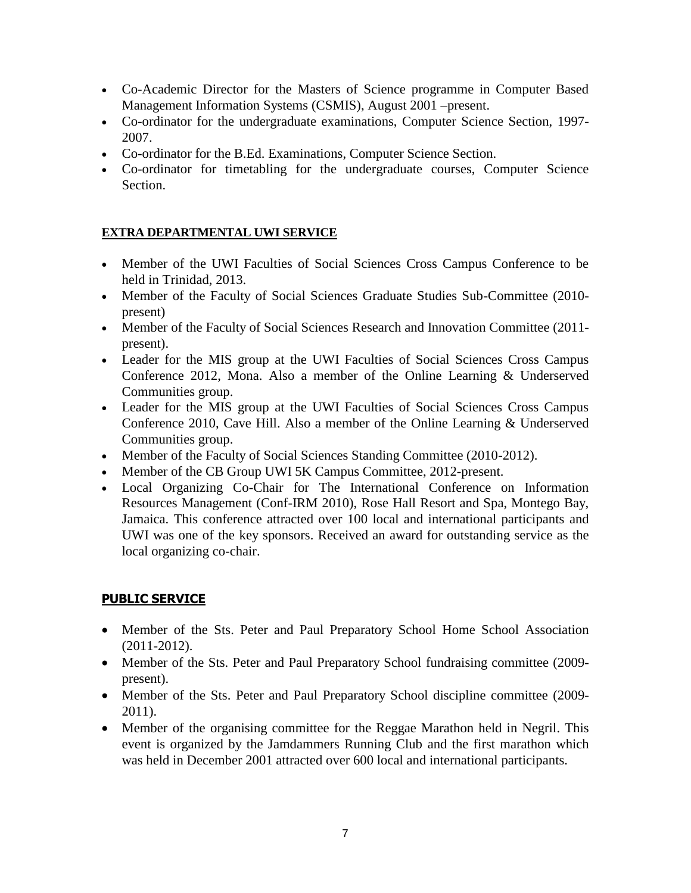- Co-Academic Director for the Masters of Science programme in Computer Based Management Information Systems (CSMIS), August 2001 –present.
- Co-ordinator for the undergraduate examinations, Computer Science Section, 1997-2007.
- Co-ordinator for the B.Ed. Examinations, Computer Science Section.
- Co-ordinator for timetabling for the undergraduate courses, Computer Science Section.

## EXTRA DEPARTMENTAL UWI SERVICE

- Member of the UWI Faculties of Social Sciences Cross Campus Conference to be held in Trinidad, 2013.
- Member of the Faculty of Social Sciences Graduate Studies Sub-Committee (2010-present)
- Member of the Faculty of Social Sciences Research and Innovation Committee (2011-present).
- Leader for the MIS group at the UWI Faculties of Social Sciences Cross Campus Conference 2012, Mona. Also a member of the Online Learning & Underserved Communities group.
- Leader for the MIS group at the UWI Faculties of Social Sciences Cross Campus Conference 2010, Cave Hill. Also a member of the Online Learning & Underserved Communities group.
- Member of the Faculty of Social Sciences Standing Committee (2010-2012).
- Member of the CB Group UWI 5K Campus Committee, 2012-present.
- Local Organizing Co-Chair for The International Conference on Information Resources Management (Conf-IRM 2010), Rose Hall Resort and Spa, Montego Bay, Jamaica. This conference attracted over 100 local and international participants and UWI was one of the key sponsors. Received an award for outstanding service as the local organizing co-chair.

## PUBLIC SERVICE

- Member of the Sts. Peter and Paul Preparatory School Home School Association (2011-2012).
- Member of the Sts. Peter and Paul Preparatory School fundraising committee (2009-present).
- Member of the Sts. Peter and Paul Preparatory School discipline committee (2009-2011).
- Member of the organising committee for the Reggae Marathon held in Negril. This event is organized by the Jamdammers Running Club and the first marathon which was held in December 2001 attracted over 600 local and international participants.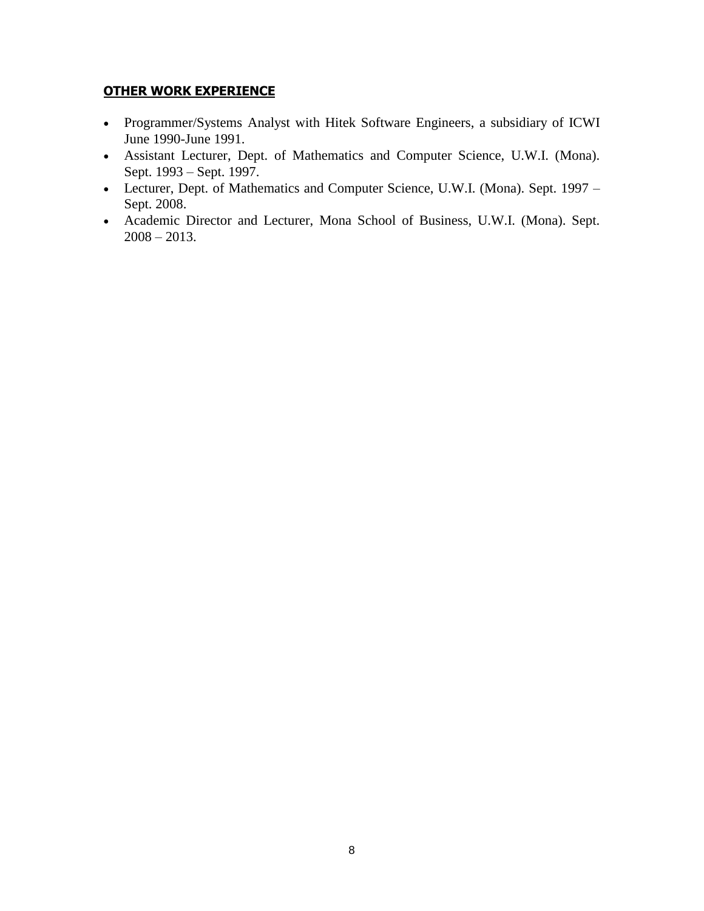## **OTHER WORK EXPERIENCE**

- Programmer/Systems Analyst with Hitek Software Engineers, a subsidiary of ICWI June 1990-June 1991.
- Assistant Lecturer, Dept. of Mathematics and Computer Science, U.W.I. (Mona). Sept. 1993 – Sept. 1997.
- Lecturer, Dept. of Mathematics and Computer Science, U.W.I. (Mona). Sept. 1997 – Sept. 2008.
- Academic Director and Lecturer, Mona School of Business, U.W.I. (Mona). Sept. 2008 – 2013.